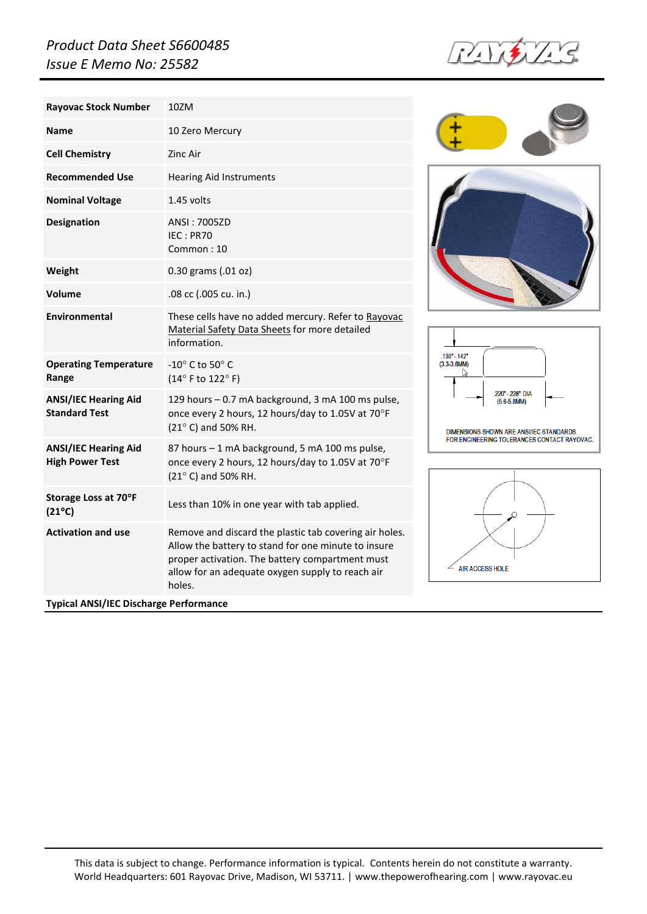*Product Data Sheet S6600485*
*Issue E Memo No: 25582*

| | |
|---|---|
| **Rayovac Stock Number** | 10ZM |
| **Name** | 10 Zero Mercury |
| **Cell Chemistry** | Zinc Air |
| **Recommended Use** | Hearing Aid Instruments |
| **Nominal Voltage** | 1.45 volts |
| **Designation** | ANSI : 7005ZD<br>IEC : PR70<br>Common : 10 |
| **Weight** | 0.30 grams (.01 oz) |
| **Volume** | .08 cc (.005 cu. in.) |
| **Environmental** | These cells have no added mercury. Refer to Rayovac Material Safety Data Sheets for more detailed information. |
| **Operating Temperature Range** | -10° C to 50° C<br>(14° F to 122° F) |
| **ANSI/IEC Hearing Aid Standard Test** | 129 hours – 0.7 mA background, 3 mA 100 ms pulse, once every 2 hours, 12 hours/day to 1.05V at 70°F (21° C) and 50% RH. |
| **ANSI/IEC Hearing Aid High Power Test** | 87 hours – 1 mA background, 5 mA 100 ms pulse, once every 2 hours, 12 hours/day to 1.05V at 70°F (21° C) and 50% RH. |
| **Storage Loss at 70°F (21°C)** | Less than 10% in one year with tab applied. |
| **Activation and use** | Remove and discard the plastic tab covering air holes. Allow the battery to stand for one minute to insure proper activation. The battery compartment must allow for an adequate oxygen supply to reach air holes. |

.130" - .142" (3.3-3.6MM)

.220" - .228" DIA (5.6-5.8MM)

DIMENSIONS SHOWN ARE ANSI/IEC STANDARDS. FOR ENGINEERING TOLERANCES CONTACT RAYOVAC.

AIR ACCESS HOLE

**Typical ANSI/IEC Discharge Performance**

This data is subject to change. Performance information is typical. Contents herein do not constitute a warranty.
World Headquarters: 601 Rayovac Drive, Madison, WI 53711. | www.thepowerofhearing.com | www.rayovac.eu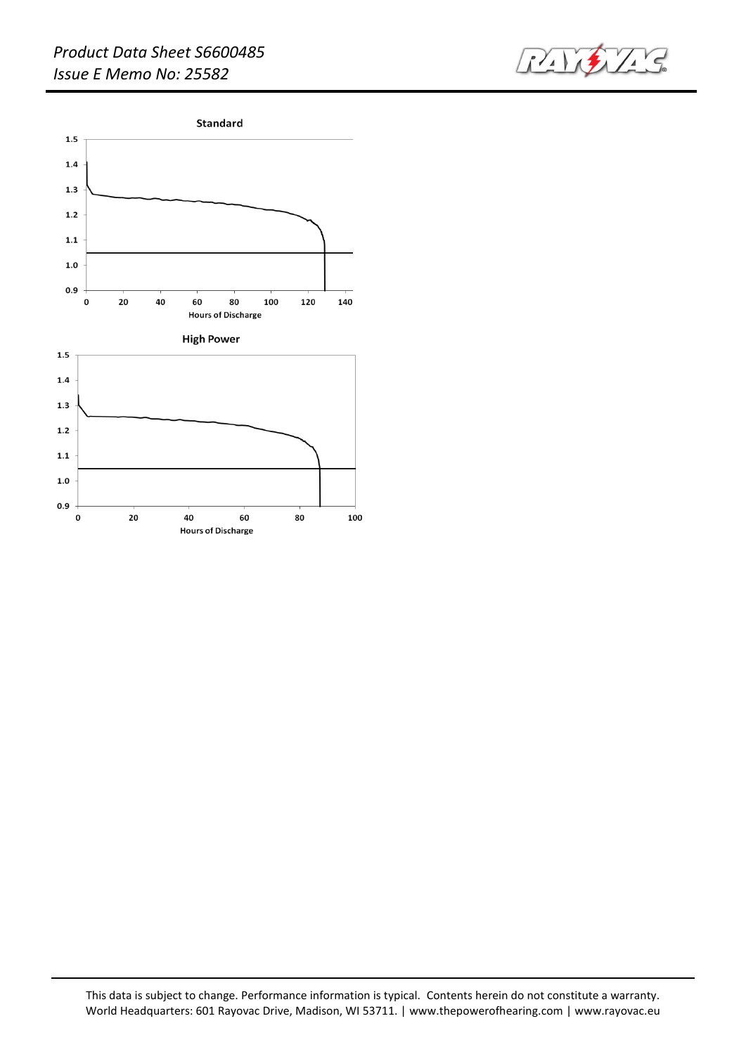Standard

1.5
1.4
1.3
1.2
1.1
1.0
0.9

0
20
40
60
80
100
120
140

Hours of Discharge

High Power

1.5
1.4
1.3
1.2
1.1
1.0
0.9

0
20
40
60
80
100

Hours of Discharge

This data is subject to change. Performance information is typical. Contents herein do not constitute a warranty.
World Headquarters: 601 Rayovac Drive, Madison, WI 53711. | www.thepowerofhearing.com | www.rayovac.eu